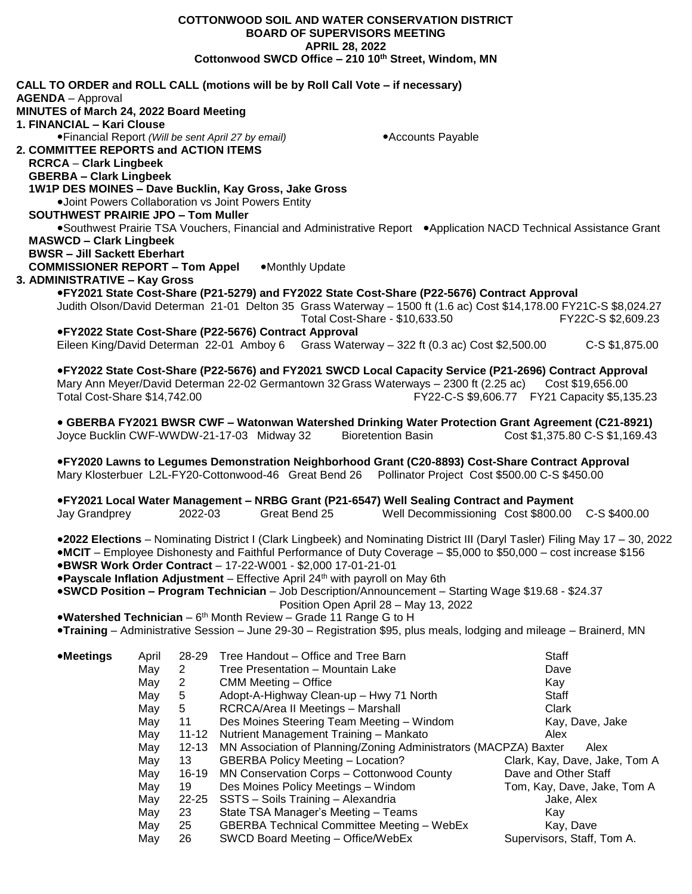**COTTONWOOD SOIL AND WATER CONSERVATION DISTRICT**
**BOARD OF SUPERVISORS MEETING**
**APRIL 28, 2022**
**Cottonwood SWCD Office – 210 10th Street, Windom, MN**

**CALL TO ORDER and ROLL CALL (motions will be by Roll Call Vote – if necessary)**
**AGENDA** – Approval
**MINUTES of March 24, 2022 Board Meeting**

**1. FINANCIAL – Kari Clouse**

- Financial Report *(Will be sent April 27 by email)*
- Accounts Payable

**2. COMMITTEE REPORTS and ACTION ITEMS**

**RCRCA – Clark Lingbeek**

**GBERBA – Clark Lingbeek**

**1W1P DES MOINES – Dave Bucklin, Kay Gross, Jake Gross**

- Joint Powers Collaboration vs Joint Powers Entity

**SOUTHWEST PRAIRIE JPO – Tom Muller**

- Southwest Prairie TSA Vouchers, Financial and Administrative Report
- Application NACD Technical Assistance Grant

**MASWCD – Clark Lingbeek**

**BWSR – Jill Sackett Eberhart**

**COMMISSIONER REPORT – Tom Appel**

- Monthly Update

**3. ADMINISTRATIVE – Kay Gross**

- **FY2021 State Cost-Share (P21-5279) and FY2022 State Cost-Share (P22-5676) Contract Approval**
  Judith Olson/David Determan 21-01 Delton 35 Grass Waterway – 1500 ft (1.6 ac) Cost $14,178.00 FY21C-S $8,024.27
  Total Cost-Share - $10,633.50 FY22C-S $2,609.23

- **FY2022 State Cost-Share (P22-5676) Contract Approval**
  Eileen King/David Determan 22-01 Amboy 6 Grass Waterway – 322 ft (0.3 ac) Cost $2,500.00 C-S $1,875.00

- **FY2022 State Cost-Share (P22-5676) and FY2021 SWCD Local Capacity Service (P21-2696) Contract Approval**
  Mary Ann Meyer/David Determan 22-02 Germantown 32 Grass Waterways – 2300 ft (2.25 ac) Cost $19,656.00
  Total Cost-Share $14,742.00 FY22-C-S $9,606.77 FY21 Capacity $5,135.23

- **GBERBA FY2021 BWSR CWF – Watonwan Watershed Drinking Water Protection Grant Agreement (C21-8921)**
  Joyce Bucklin CWF-WWDW-21-17-03 Midway 32 Bioretention Basin Cost $1,375.80 C-S $1,169.43

- **FY2020 Lawns to Legumes Demonstration Neighborhood Grant (C20-8893) Cost-Share Contract Approval**
  Mary Klosterbuer L2L-FY20-Cottonwood-46 Great Bend 26 Pollinator Project Cost $500.00 C-S $450.00

- **FY2021 Local Water Management – NRBG Grant (P21-6547) Well Sealing Contract and Payment**
  Jay Grandprey 2022-03 Great Bend 25 Well Decommissioning Cost $800.00 C-S $400.00

- **2022 Elections** – Nominating District I (Clark Lingbeek) and Nominating District III (Daryl Tasler) Filing May 17 – 30, 2022
- **MCIT** – Employee Dishonesty and Faithful Performance of Duty Coverage – $5,000 to $50,000 – cost increase $156
- **BWSR Work Order Contract** – 17-22-W001 - $2,000 17-01-21-01
- **Payscale Inflation Adjustment** – Effective April 24th with payroll on May 6th
- **SWCD Position – Program Technician** – Job Description/Announcement – Starting Wage $19.68 - $24.37
  Position Open April 28 – May 13, 2022
- **Watershed Technician** – 6th Month Review – Grade 11 Range G to H
- **Training** – Administrative Session – June 29-30 – Registration $95, plus meals, lodging and mileage – Brainerd, MN

- **Meetings**

| Month | Date | Meeting | Attendees |
|---|---|---|---|
| April | 28-29 | Tree Handout – Office and Tree Barn | Staff |
| May | 2 | Tree Presentation – Mountain Lake | Dave |
| May | 2 | CMM Meeting – Office | Kay |
| May | 5 | Adopt-A-Highway Clean-up – Hwy 71 North | Staff |
| May | 5 | RCRCA/Area II Meetings – Marshall | Clark |
| May | 11 | Des Moines Steering Team Meeting – Windom | Kay, Dave, Jake |
| May | 11-12 | Nutrient Management Training – Mankato | Alex |
| May | 12-13 | MN Association of Planning/Zoning Administrators (MACPZA) Baxter | Alex |
| May | 13 | GBERBA Policy Meeting – Location? | Clark, Kay, Dave, Jake, Tom A |
| May | 16-19 | MN Conservation Corps – Cottonwood County | Dave and Other Staff |
| May | 19 | Des Moines Policy Meetings – Windom | Tom, Kay, Dave, Jake, Tom A |
| May | 22-25 | SSTS – Soils Training – Alexandria | Jake, Alex |
| May | 23 | State TSA Manager's Meeting – Teams | Kay |
| May | 25 | GBERBA Technical Committee Meeting – WebEx | Kay, Dave |
| May | 26 | SWCD Board Meeting – Office/WebEx | Supervisors, Staff, Tom A. |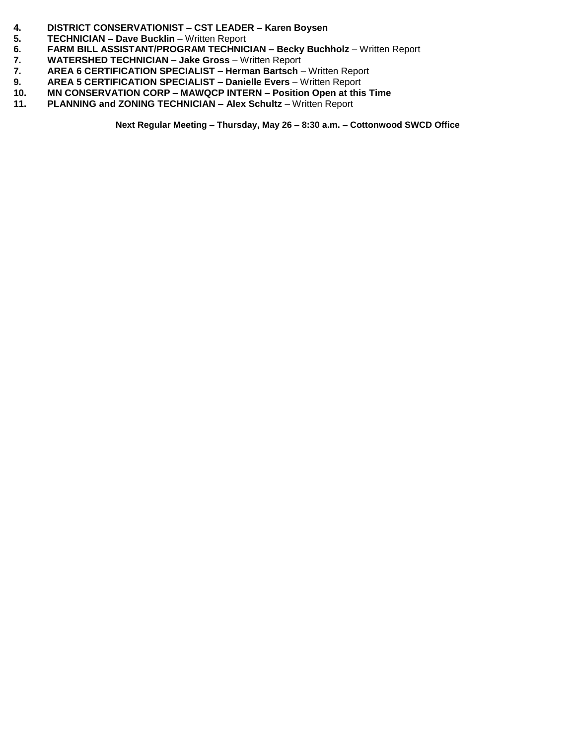4. **DISTRICT CONSERVATIONIST – CST LEADER – Karen Boysen**
5. **TECHNICIAN – Dave Bucklin** – Written Report
6. **FARM BILL ASSISTANT/PROGRAM TECHNICIAN – Becky Buchholz** – Written Report
7. **WATERSHED TECHNICIAN – Jake Gross** – Written Report
7. **AREA 6 CERTIFICATION SPECIALIST – Herman Bartsch** – Written Report
9. **AREA 5 CERTIFICATION SPECIALIST – Danielle Evers** – Written Report
10. **MN CONSERVATION CORP – MAWQCP INTERN – Position Open at this Time**
11. **PLANNING and ZONING TECHNICIAN – Alex Schultz** – Written Report

**Next Regular Meeting – Thursday, May 26 – 8:30 a.m. – Cottonwood SWCD Office**